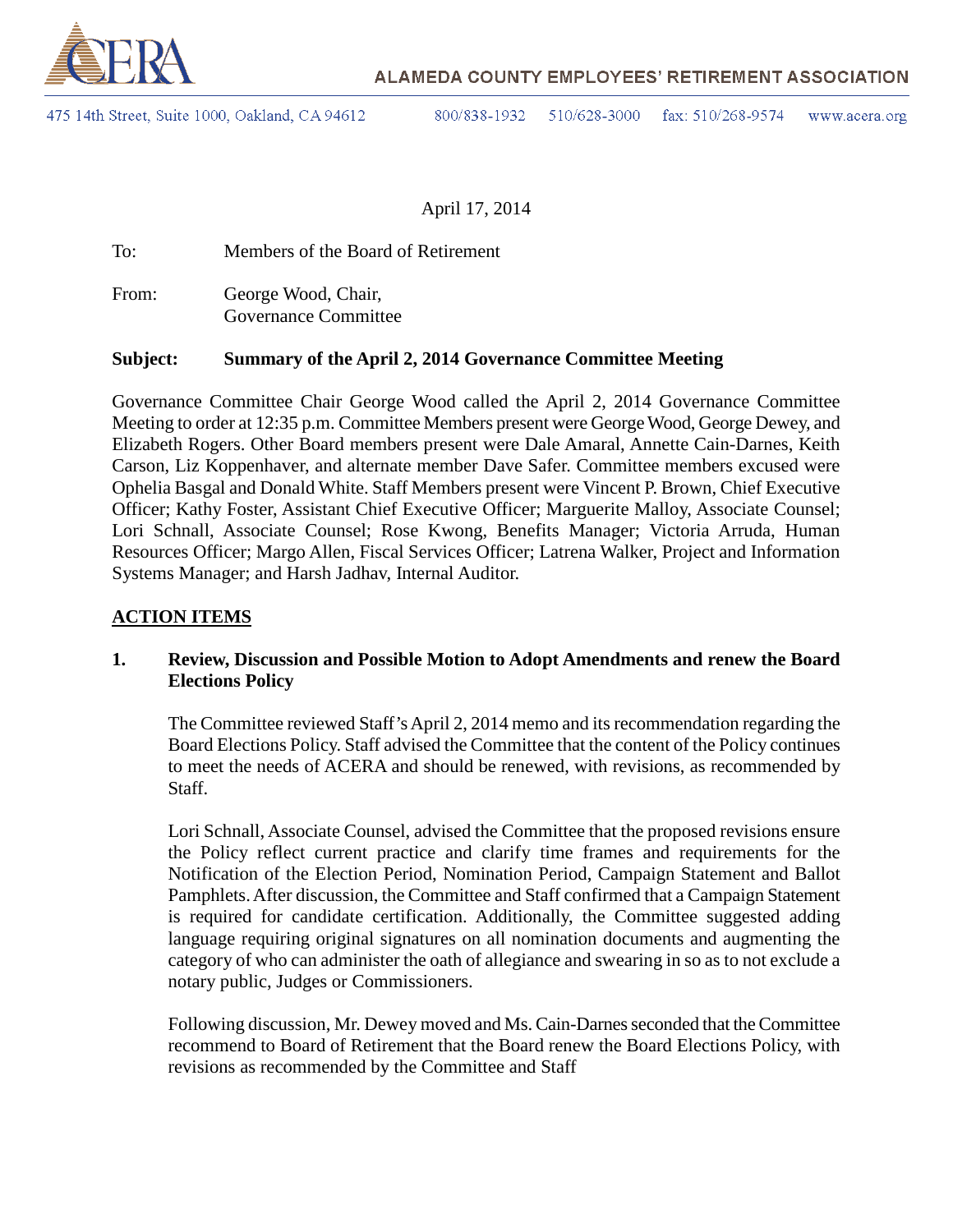ALAMEDA COUNTY EMPLOYEES' RETIREMENT ASSOCIATION

475 14th Street, Suite 1000, Oakland, CA 94612 800/838-1932 510/628-3000 fax: 510/268-9574 www.acera.org

April 17, 2014

To: Members of the Board of Retirement

From: George Wood, Chair, Governance Committee

**Subject: Summary of the April 2, 2014 Governance Committee Meeting**

Governance Committee Chair George Wood called the April 2, 2014 Governance Committee Meeting to order at 12:35 p.m. Committee Members present were George Wood, George Dewey, and Elizabeth Rogers. Other Board members present were Dale Amaral, Annette Cain-Darnes, Keith Carson, Liz Koppenhaver, and alternate member Dave Safer. Committee members excused were Ophelia Basgal and Donald White. Staff Members present were Vincent P. Brown, Chief Executive Officer; Kathy Foster, Assistant Chief Executive Officer; Marguerite Malloy, Associate Counsel; Lori Schnall, Associate Counsel; Rose Kwong, Benefits Manager; Victoria Arruda, Human Resources Officer; Margo Allen, Fiscal Services Officer; Latrena Walker, Project and Information Systems Manager; and Harsh Jadhav, Internal Auditor.

## ACTION ITEMS

**1. Review, Discussion and Possible Motion to Adopt Amendments and renew the Board Elections Policy**

The Committee reviewed Staff's April 2, 2014 memo and its recommendation regarding the Board Elections Policy. Staff advised the Committee that the content of the Policy continues to meet the needs of ACERA and should be renewed, with revisions, as recommended by Staff.

Lori Schnall, Associate Counsel, advised the Committee that the proposed revisions ensure the Policy reflect current practice and clarify time frames and requirements for the Notification of the Election Period, Nomination Period, Campaign Statement and Ballot Pamphlets. After discussion, the Committee and Staff confirmed that a Campaign Statement is required for candidate certification. Additionally, the Committee suggested adding language requiring original signatures on all nomination documents and augmenting the category of who can administer the oath of allegiance and swearing in so as to not exclude a notary public, Judges or Commissioners.

Following discussion, Mr. Dewey moved and Ms. Cain-Darnes seconded that the Committee recommend to Board of Retirement that the Board renew the Board Elections Policy, with revisions as recommended by the Committee and Staff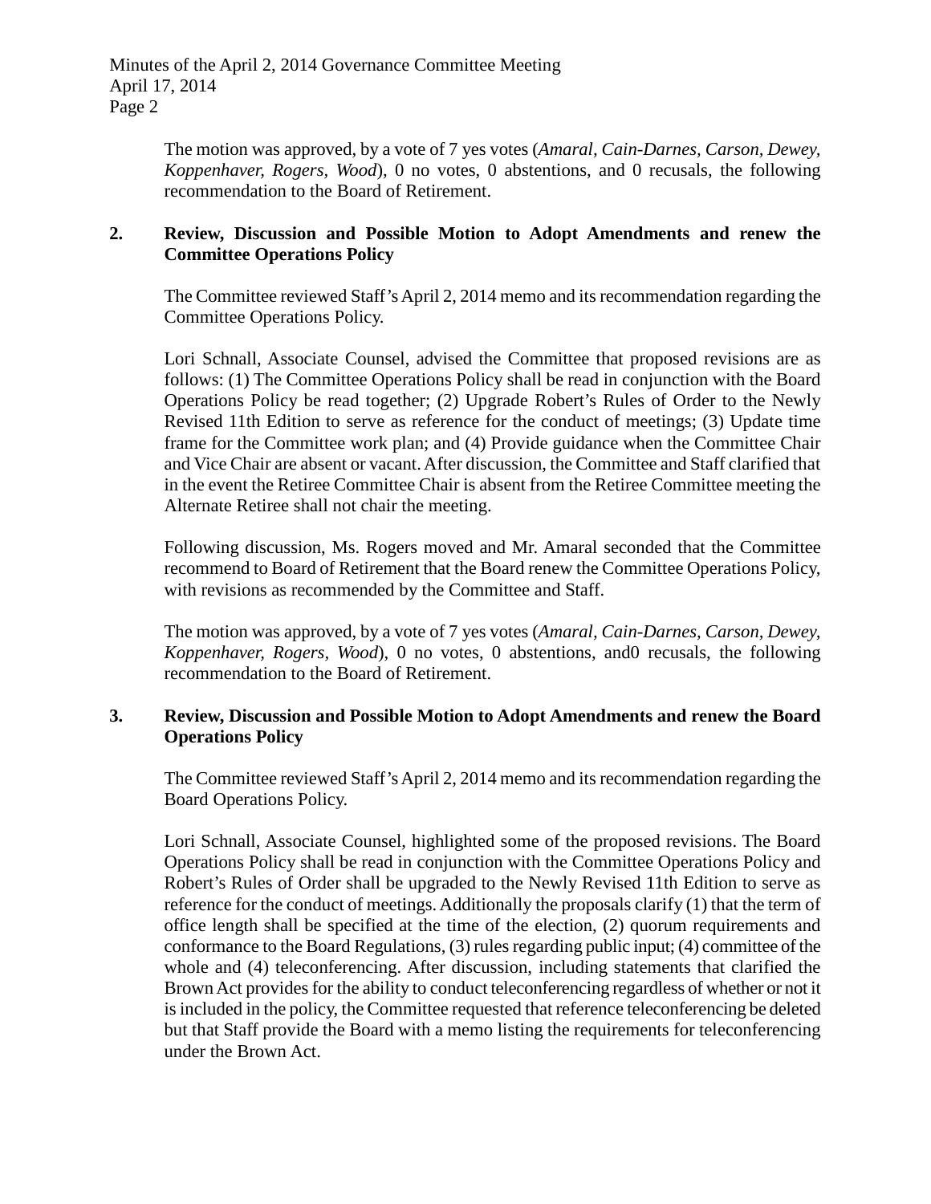The motion was approved, by a vote of 7 yes votes (*Amaral, Cain-Darnes, Carson, Dewey, Koppenhaver, Rogers, Wood*), 0 no votes, 0 abstentions, and 0 recusals, the following recommendation to the Board of Retirement.

**2. Review, Discussion and Possible Motion to Adopt Amendments and renew the Committee Operations Policy**

The Committee reviewed Staff's April 2, 2014 memo and its recommendation regarding the Committee Operations Policy.

Lori Schnall, Associate Counsel, advised the Committee that proposed revisions are as follows: (1) The Committee Operations Policy shall be read in conjunction with the Board Operations Policy be read together; (2) Upgrade Robert's Rules of Order to the Newly Revised 11th Edition to serve as reference for the conduct of meetings; (3) Update time frame for the Committee work plan; and (4) Provide guidance when the Committee Chair and Vice Chair are absent or vacant. After discussion, the Committee and Staff clarified that in the event the Retiree Committee Chair is absent from the Retiree Committee meeting the Alternate Retiree shall not chair the meeting.

Following discussion, Ms. Rogers moved and Mr. Amaral seconded that the Committee recommend to Board of Retirement that the Board renew the Committee Operations Policy, with revisions as recommended by the Committee and Staff.

The motion was approved, by a vote of 7 yes votes (*Amaral, Cain-Darnes, Carson, Dewey, Koppenhaver, Rogers, Wood*), 0 no votes, 0 abstentions, and0 recusals, the following recommendation to the Board of Retirement.

**3. Review, Discussion and Possible Motion to Adopt Amendments and renew the Board Operations Policy**

The Committee reviewed Staff's April 2, 2014 memo and its recommendation regarding the Board Operations Policy.

Lori Schnall, Associate Counsel, highlighted some of the proposed revisions. The Board Operations Policy shall be read in conjunction with the Committee Operations Policy and Robert's Rules of Order shall be upgraded to the Newly Revised 11th Edition to serve as reference for the conduct of meetings. Additionally the proposals clarify (1) that the term of office length shall be specified at the time of the election, (2) quorum requirements and conformance to the Board Regulations, (3) rules regarding public input; (4) committee of the whole and (4) teleconferencing. After discussion, including statements that clarified the Brown Act provides for the ability to conduct teleconferencing regardless of whether or not it is included in the policy, the Committee requested that reference teleconferencing be deleted but that Staff provide the Board with a memo listing the requirements for teleconferencing under the Brown Act.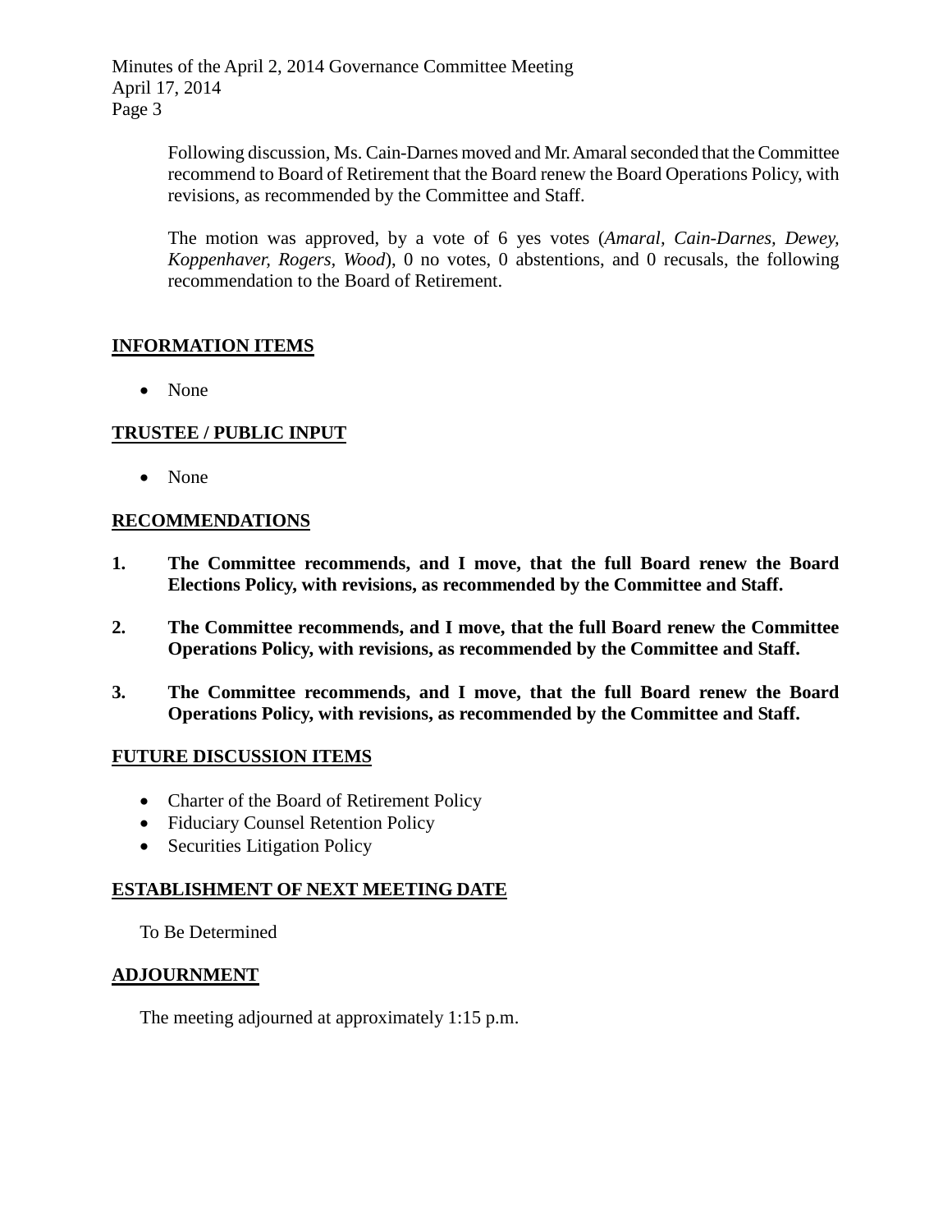Following discussion, Ms. Cain-Darnes moved and Mr. Amaral seconded that the Committee recommend to Board of Retirement that the Board renew the Board Operations Policy, with revisions, as recommended by the Committee and Staff.

The motion was approved, by a vote of 6 yes votes (*Amaral, Cain-Darnes, Dewey, Koppenhaver, Rogers, Wood*), 0 no votes, 0 abstentions, and 0 recusals, the following recommendation to the Board of Retirement.

## INFORMATION ITEMS

- None

## TRUSTEE / PUBLIC INPUT

- None

## RECOMMENDATIONS

1. **The Committee recommends, and I move, that the full Board renew the Board Elections Policy, with revisions, as recommended by the Committee and Staff.**

2. **The Committee recommends, and I move, that the full Board renew the Committee Operations Policy, with revisions, as recommended by the Committee and Staff.**

3. **The Committee recommends, and I move, that the full Board renew the Board Operations Policy, with revisions, as recommended by the Committee and Staff.**

## FUTURE DISCUSSION ITEMS

- Charter of the Board of Retirement Policy
- Fiduciary Counsel Retention Policy
- Securities Litigation Policy

## ESTABLISHMENT OF NEXT MEETING DATE

To Be Determined

## ADJOURNMENT

The meeting adjourned at approximately 1:15 p.m.